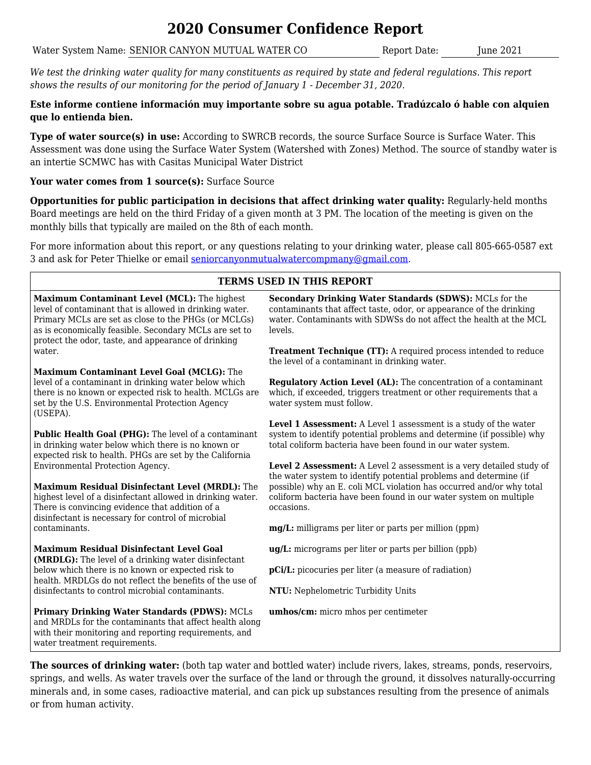# 2020 Consumer Confidence Report

Water System Name: SENIOR CANYON MUTUAL WATER CO Report Date: June 2021

*We test the drinking water quality for many constituents as required by state and federal regulations. This report shows the results of our monitoring for the period of January 1 - December 31, 2020.*

**Este informe contiene información muy importante sobre su agua potable. Tradúzcalo ó hable con alquien que lo entienda bien.**

**Type of water source(s) in use:** According to SWRCB records, the source Surface Source is Surface Water. This Assessment was done using the Surface Water System (Watershed with Zones) Method. The source of standby water is an intertie SCMWC has with Casitas Municipal Water District

**Your water comes from 1 source(s):** Surface Source

**Opportunities for public participation in decisions that affect drinking water quality:** Regularly-held months Board meetings are held on the third Friday of a given month at 3 PM. The location of the meeting is given on the monthly bills that typically are mailed on the 8th of each month.

For more information about this report, or any questions relating to your drinking water, please call 805-665-0587 ext 3 and ask for Peter Thielke or email seniorcanyonmutualwatercompmany@gmail.com.

## TERMS USED IN THIS REPORT

**Maximum Contaminant Level (MCL):** The highest level of contaminant that is allowed in drinking water. Primary MCLs are set as close to the PHGs (or MCLGs) as is economically feasible. Secondary MCLs are set to protect the odor, taste, and appearance of drinking water.

**Maximum Contaminant Level Goal (MCLG):** The level of a contaminant in drinking water below which there is no known or expected risk to health. MCLGs are set by the U.S. Environmental Protection Agency (USEPA).

**Public Health Goal (PHG):** The level of a contaminant in drinking water below which there is no known or expected risk to health. PHGs are set by the California Environmental Protection Agency.

**Maximum Residual Disinfectant Level (MRDL):** The highest level of a disinfectant allowed in drinking water. There is convincing evidence that addition of a disinfectant is necessary for control of microbial contaminants.

**Maximum Residual Disinfectant Level Goal (MRDLG):** The level of a drinking water disinfectant below which there is no known or expected risk to health. MRDLGs do not reflect the benefits of the use of disinfectants to control microbial contaminants.

**Primary Drinking Water Standards (PDWS):** MCLs and MRDLs for the contaminants that affect health along with their monitoring and reporting requirements, and water treatment requirements.

**Secondary Drinking Water Standards (SDWS):** MCLs for the contaminants that affect taste, odor, or appearance of the drinking water. Contaminants with SDWSs do not affect the health at the MCL levels.

**Treatment Technique (TT):** A required process intended to reduce the level of a contaminant in drinking water.

**Regulatory Action Level (AL):** The concentration of a contaminant which, if exceeded, triggers treatment or other requirements that a water system must follow.

**Level 1 Assessment:** A Level 1 assessment is a study of the water system to identify potential problems and determine (if possible) why total coliform bacteria have been found in our water system.

**Level 2 Assessment:** A Level 2 assessment is a very detailed study of the water system to identify potential problems and determine (if possible) why an E. coli MCL violation has occurred and/or why total coliform bacteria have been found in our water system on multiple occasions.

**mg/L:** milligrams per liter or parts per million (ppm)

**ug/L:** micrograms per liter or parts per billion (ppb)

**pCi/L:** picocuries per liter (a measure of radiation)

**NTU:** Nephelometric Turbidity Units

**umhos/cm:** micro mhos per centimeter

**The sources of drinking water:** (both tap water and bottled water) include rivers, lakes, streams, ponds, reservoirs, springs, and wells. As water travels over the surface of the land or through the ground, it dissolves naturally-occurring minerals and, in some cases, radioactive material, and can pick up substances resulting from the presence of animals or from human activity.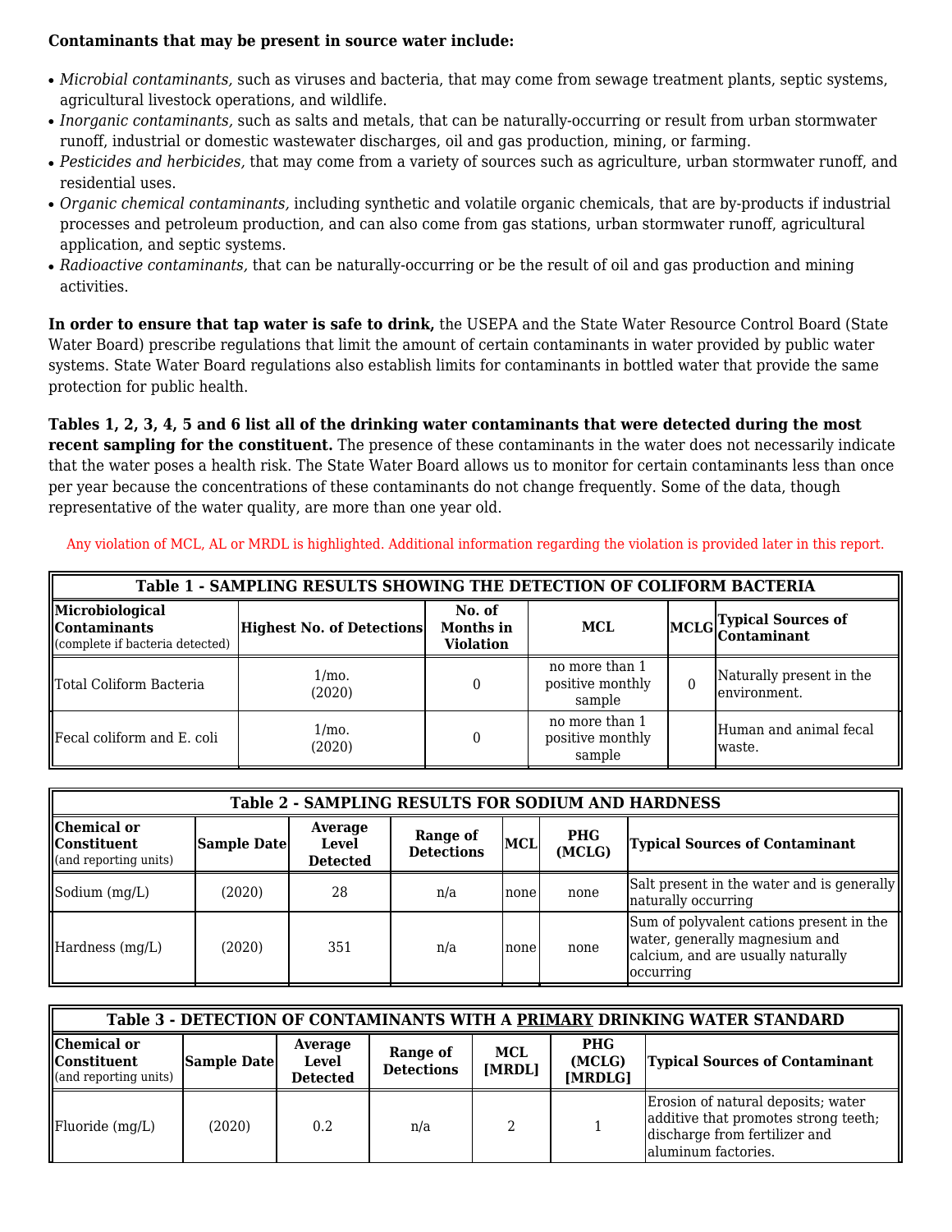**Contaminants that may be present in source water include:**

- *Microbial contaminants,* such as viruses and bacteria, that may come from sewage treatment plants, septic systems, agricultural livestock operations, and wildlife.
- *Inorganic contaminants,* such as salts and metals, that can be naturally-occurring or result from urban stormwater runoff, industrial or domestic wastewater discharges, oil and gas production, mining, or farming.
- *Pesticides and herbicides,* that may come from a variety of sources such as agriculture, urban stormwater runoff, and residential uses.
- *Organic chemical contaminants,* including synthetic and volatile organic chemicals, that are by-products if industrial processes and petroleum production, and can also come from gas stations, urban stormwater runoff, agricultural application, and septic systems.
- *Radioactive contaminants,* that can be naturally-occurring or be the result of oil and gas production and mining activities.

**In order to ensure that tap water is safe to drink,** the USEPA and the State Water Resource Control Board (State Water Board) prescribe regulations that limit the amount of certain contaminants in water provided by public water systems. State Water Board regulations also establish limits for contaminants in bottled water that provide the same protection for public health.

**Tables 1, 2, 3, 4, 5 and 6 list all of the drinking water contaminants that were detected during the most recent sampling for the constituent.** The presence of these contaminants in the water does not necessarily indicate that the water poses a health risk. The State Water Board allows us to monitor for certain contaminants less than once per year because the concentrations of these contaminants do not change frequently. Some of the data, though representative of the water quality, are more than one year old.

Any violation of MCL, AL or MRDL is highlighted. Additional information regarding the violation is provided later in this report.

**Table 1 - SAMPLING RESULTS SHOWING THE DETECTION OF COLIFORM BACTERIA**

| Microbiological Contaminants (complete if bacteria detected) | Highest No. of Detections | No. of Months in Violation | MCL | MCLG | Typical Sources of Contaminant |
|---|---|---|---|---|---|
| Total Coliform Bacteria | 1/mo. (2020) | 0 | no more than 1 positive monthly sample | 0 | Naturally present in the environment. |
| Fecal coliform and E. coli | 1/mo. (2020) | 0 | no more than 1 positive monthly sample | | Human and animal fecal waste. |

**Table 2 - SAMPLING RESULTS FOR SODIUM AND HARDNESS**

| Chemical or Constituent (and reporting units) | Sample Date | Average Level Detected | Range of Detections | MCL | PHG (MCLG) | Typical Sources of Contaminant |
|---|---|---|---|---|---|---|
| Sodium (mg/L) | (2020) | 28 | n/a | none | none | Salt present in the water and is generally naturally occurring |
| Hardness (mg/L) | (2020) | 351 | n/a | none | none | Sum of polyvalent cations present in the water, generally magnesium and calcium, and are usually naturally occurring |

**Table 3 - DETECTION OF CONTAMINANTS WITH A PRIMARY DRINKING WATER STANDARD**

| Chemical or Constituent (and reporting units) | Sample Date | Average Level Detected | Range of Detections | MCL [MRDL] | PHG (MCLG) [MRDLG] | Typical Sources of Contaminant |
|---|---|---|---|---|---|---|
| Fluoride (mg/L) | (2020) | 0.2 | n/a | 2 | 1 | Erosion of natural deposits; water additive that promotes strong teeth; discharge from fertilizer and aluminum factories. |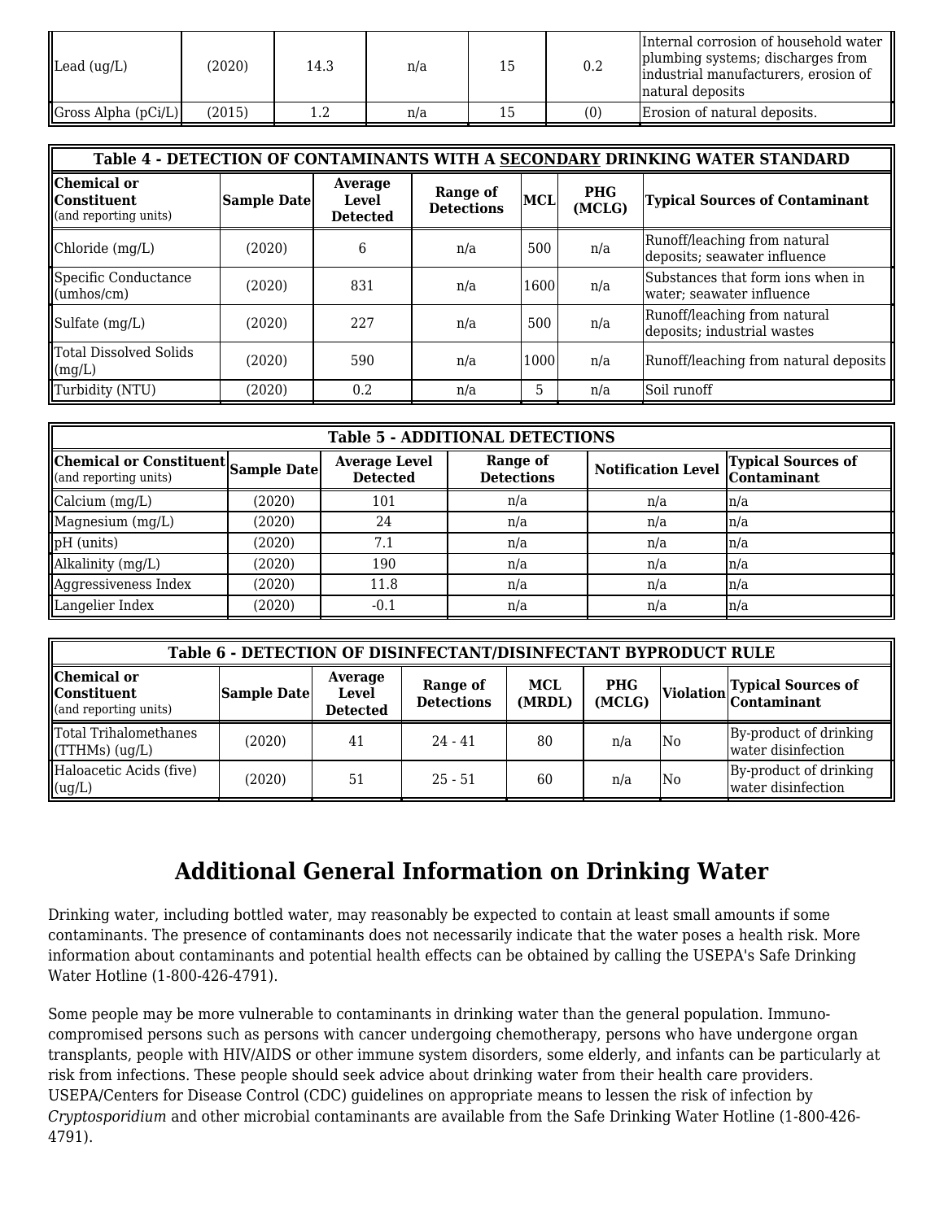| Lead (ug/L) | (2020) | 14.3 | n/a | 15 | 0.2 | Internal corrosion of household water plumbing systems; discharges from industrial manufacturers, erosion of natural deposits |
|---|---|---|---|---|---|---|
| Gross Alpha (pCi/L) | (2015) | 1.2 | n/a | 15 | (0) | Erosion of natural deposits. |

| Table 4 - DETECTION OF CONTAMINANTS WITH A SECONDARY DRINKING WATER STANDARD | | | | | | |
|---|---|---|---|---|---|---|
| **Chemical or Constituent** (and reporting units) | **Sample Date** | **Average Level Detected** | **Range of Detections** | **MCL** | **PHG (MCLG)** | **Typical Sources of Contaminant** |
| Chloride (mg/L) | (2020) | 6 | n/a | 500 | n/a | Runoff/leaching from natural deposits; seawater influence |
| Specific Conductance (umhos/cm) | (2020) | 831 | n/a | 1600 | n/a | Substances that form ions when in water; seawater influence |
| Sulfate (mg/L) | (2020) | 227 | n/a | 500 | n/a | Runoff/leaching from natural deposits; industrial wastes |
| Total Dissolved Solids (mg/L) | (2020) | 590 | n/a | 1000 | n/a | Runoff/leaching from natural deposits |
| Turbidity (NTU) | (2020) | 0.2 | n/a | 5 | n/a | Soil runoff |

| Table 5 - ADDITIONAL DETECTIONS | | | | | |
|---|---|---|---|---|---|
| **Chemical or Constituent** (and reporting units) | **Sample Date** | **Average Level Detected** | **Range of Detections** | **Notification Level** | **Typical Sources of Contaminant** |
| Calcium (mg/L) | (2020) | 101 | n/a | n/a | n/a |
| Magnesium (mg/L) | (2020) | 24 | n/a | n/a | n/a |
| pH (units) | (2020) | 7.1 | n/a | n/a | n/a |
| Alkalinity (mg/L) | (2020) | 190 | n/a | n/a | n/a |
| Aggressiveness Index | (2020) | 11.8 | n/a | n/a | n/a |
| Langelier Index | (2020) | -0.1 | n/a | n/a | n/a |

| Table 6 - DETECTION OF DISINFECTANT/DISINFECTANT BYPRODUCT RULE | | | | | | | |
|---|---|---|---|---|---|---|---|
| **Chemical or Constituent** (and reporting units) | **Sample Date** | **Average Level Detected** | **Range of Detections** | **MCL (MRDL)** | **PHG (MCLG)** | **Violation** | **Typical Sources of Contaminant** |
| Total Trihalomethanes (TTHMs) (ug/L) | (2020) | 41 | 24 - 41 | 80 | n/a | No | By-product of drinking water disinfection |
| Haloacetic Acids (five) (ug/L) | (2020) | 51 | 25 - 51 | 60 | n/a | No | By-product of drinking water disinfection |

# Additional General Information on Drinking Water

Drinking water, including bottled water, may reasonably be expected to contain at least small amounts if some contaminants. The presence of contaminants does not necessarily indicate that the water poses a health risk. More information about contaminants and potential health effects can be obtained by calling the USEPA's Safe Drinking Water Hotline (1-800-426-4791).

Some people may be more vulnerable to contaminants in drinking water than the general population. Immuno-compromised persons such as persons with cancer undergoing chemotherapy, persons who have undergone organ transplants, people with HIV/AIDS or other immune system disorders, some elderly, and infants can be particularly at risk from infections. These people should seek advice about drinking water from their health care providers. USEPA/Centers for Disease Control (CDC) guidelines on appropriate means to lessen the risk of infection by *Cryptosporidium* and other microbial contaminants are available from the Safe Drinking Water Hotline (1-800-426-4791).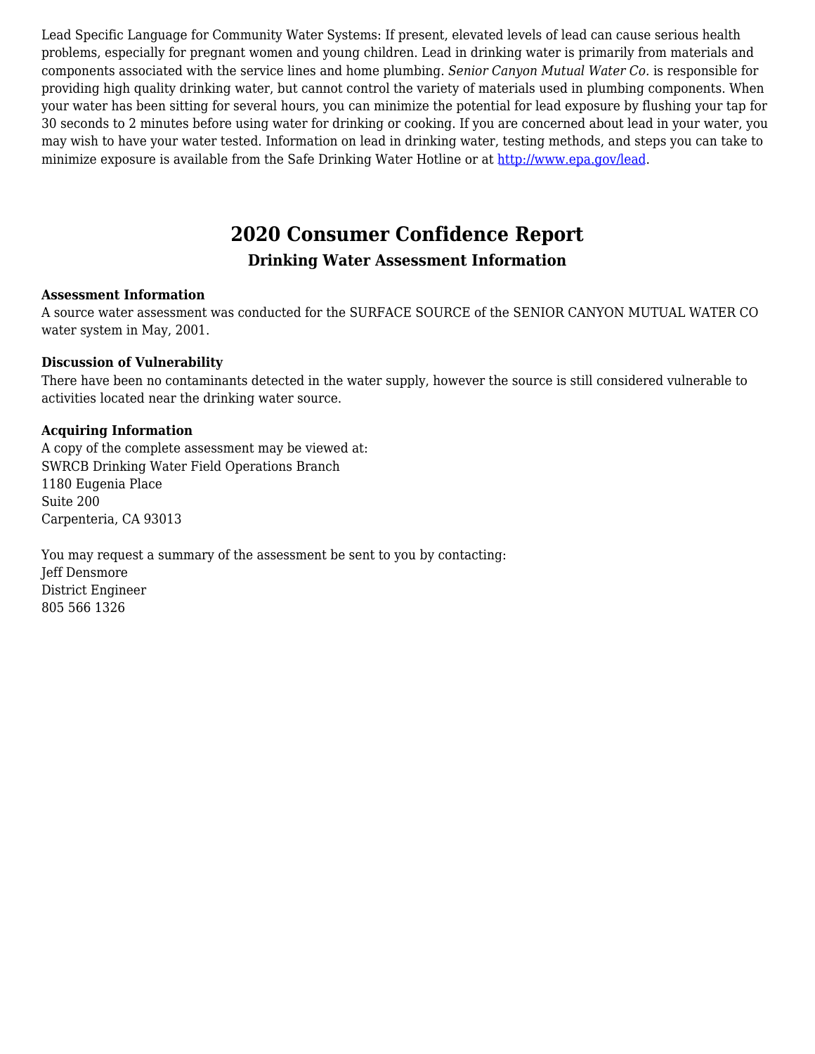Lead Specific Language for Community Water Systems: If present, elevated levels of lead can cause serious health problems, especially for pregnant women and young children. Lead in drinking water is primarily from materials and components associated with the service lines and home plumbing. *Senior Canyon Mutual Water Co.* is responsible for providing high quality drinking water, but cannot control the variety of materials used in plumbing components. When your water has been sitting for several hours, you can minimize the potential for lead exposure by flushing your tap for 30 seconds to 2 minutes before using water for drinking or cooking. If you are concerned about lead in your water, you may wish to have your water tested. Information on lead in drinking water, testing methods, and steps you can take to minimize exposure is available from the Safe Drinking Water Hotline or at [http://www.epa.gov/lead](http://www.epa.gov/lead).

# 2020 Consumer Confidence Report

## Drinking Water Assessment Information

**Assessment Information**

A source water assessment was conducted for the SURFACE SOURCE of the SENIOR CANYON MUTUAL WATER CO water system in May, 2001.

**Discussion of Vulnerability**

There have been no contaminants detected in the water supply, however the source is still considered vulnerable to activities located near the drinking water source.

**Acquiring Information**

A copy of the complete assessment may be viewed at:
SWRCB Drinking Water Field Operations Branch
1180 Eugenia Place
Suite 200
Carpenteria, CA 93013

You may request a summary of the assessment be sent to you by contacting:
Jeff Densmore
District Engineer
805 566 1326